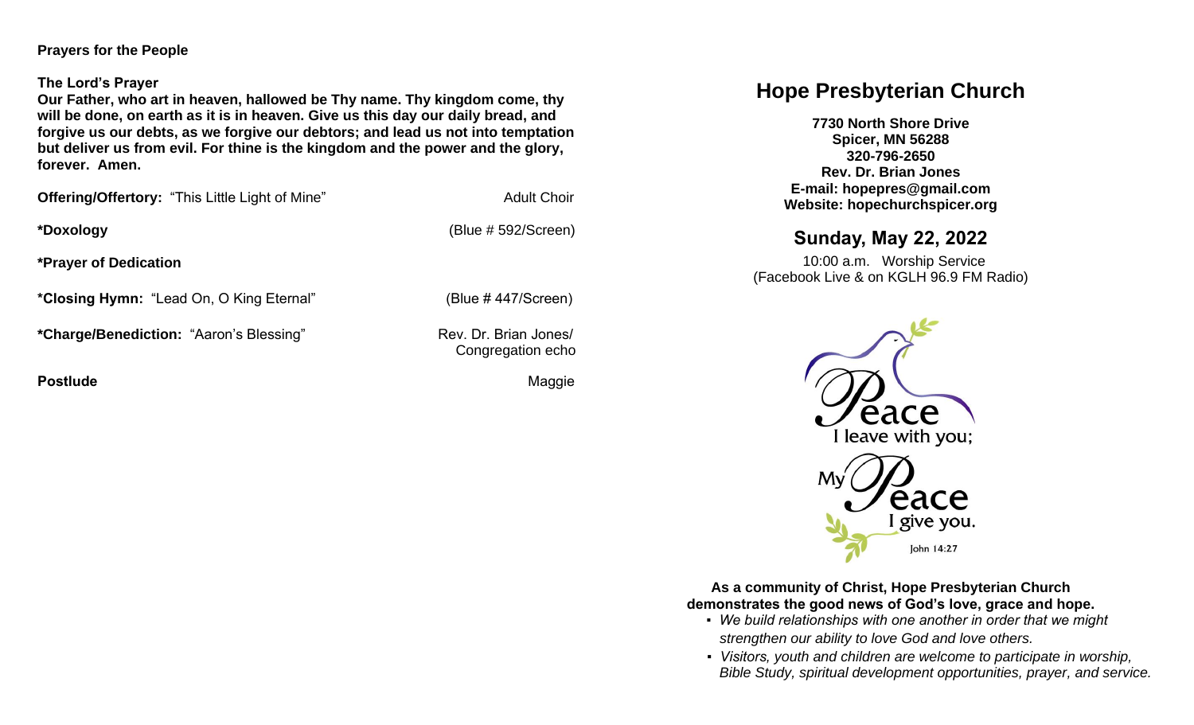**Prayers for the People**

**The Lord's Prayer**
**Our Father, who art in heaven, hallowed be Thy name. Thy kingdom come, thy will be done, on earth as it is in heaven. Give us this day our daily bread, and forgive us our debts, as we forgive our debtors; and lead us not into temptation but deliver us from evil. For thine is the kingdom and the power and the glory, forever. Amen.**

**Offering/Offertory:** "This Little Light of Mine" — Adult Choir

**\*Doxology** — (Blue # 592/Screen)

**\*Prayer of Dedication**

**\*Closing Hymn:** "Lead On, O King Eternal" — (Blue # 447/Screen)

**\*Charge/Benediction:** "Aaron's Blessing" — Rev. Dr. Brian Jones/ Congregation echo

**Postlude** — Maggie

# Hope Presbyterian Church

**7730 North Shore Drive**
**Spicer, MN 56288**
**320-796-2650**
**Rev. Dr. Brian Jones**
**E-mail: hopepres@gmail.com**
**Website: hopechurchspicer.org**

## Sunday, May 22, 2022

10:00 a.m. Worship Service
(Facebook Live & on KGLH 96.9 FM Radio)

Peace I leave with you; My Peace I give you.
John 14:27

**As a community of Christ, Hope Presbyterian Church demonstrates the good news of God's love, grace and hope.**

- *We build relationships with one another in order that we might strengthen our ability to love God and love others.*
- *Visitors, youth and children are welcome to participate in worship, Bible Study, spiritual development opportunities, prayer, and service.*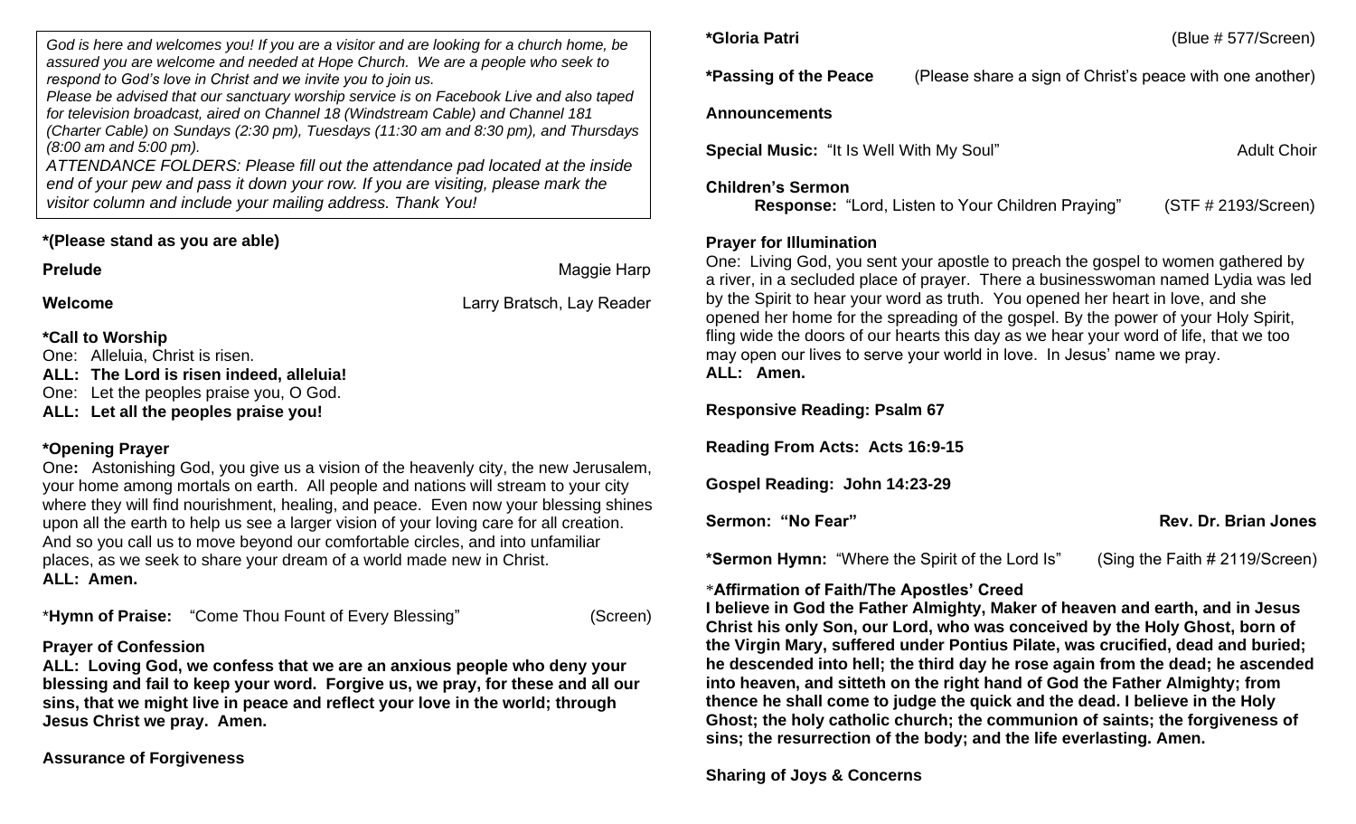*God is here and welcomes you! If you are a visitor and are looking for a church home, be assured you are welcome and needed at Hope Church. We are a people who seek to respond to God's love in Christ and we invite you to join us.*
*Please be advised that our sanctuary worship service is on Facebook Live and also taped for television broadcast, aired on Channel 18 (Windstream Cable) and Channel 181 (Charter Cable) on Sundays (2:30 pm), Tuesdays (11:30 am and 8:30 pm), and Thursdays (8:00 am and 5:00 pm).*
*ATTENDANCE FOLDERS: Please fill out the attendance pad located at the inside end of your pew and pass it down your row. If you are visiting, please mark the visitor column and include your mailing address. Thank You!*

**\*(Please stand as you are able)**

**Prelude** Maggie Harp

**Welcome** Larry Bratsch, Lay Reader

**\*Call to Worship**
One: Alleluia, Christ is risen.
**ALL: The Lord is risen indeed, alleluia!**
One: Let the peoples praise you, O God.
**ALL: Let all the peoples praise you!**

**\*Opening Prayer**
One**:** Astonishing God, you give us a vision of the heavenly city, the new Jerusalem, your home among mortals on earth. All people and nations will stream to your city where they will find nourishment, healing, and peace. Even now your blessing shines upon all the earth to help us see a larger vision of your loving care for all creation. And so you call us to move beyond our comfortable circles, and into unfamiliar places, as we seek to share your dream of a world made new in Christ.
**ALL: Amen.**

\***Hymn of Praise:** "Come Thou Fount of Every Blessing" (Screen)

**Prayer of Confession**
**ALL: Loving God, we confess that we are an anxious people who deny your blessing and fail to keep your word. Forgive us, we pray, for these and all our sins, that we might live in peace and reflect your love in the world; through Jesus Christ we pray. Amen.**

**Assurance of Forgiveness**

**\*Gloria Patri** (Blue # 577/Screen)

**\*Passing of the Peace** (Please share a sign of Christ's peace with one another)

**Announcements**

**Special Music:** "It Is Well With My Soul" Adult Choir

**Children's Sermon**
**Response:** "Lord, Listen to Your Children Praying" (STF # 2193/Screen)

**Prayer for Illumination**
One: Living God, you sent your apostle to preach the gospel to women gathered by a river, in a secluded place of prayer. There a businesswoman named Lydia was led by the Spirit to hear your word as truth. You opened her heart in love, and she opened her home for the spreading of the gospel. By the power of your Holy Spirit, fling wide the doors of our hearts this day as we hear your word of life, that we too may open our lives to serve your world in love. In Jesus' name we pray.
**ALL: Amen.**

**Responsive Reading: Psalm 67**

**Reading From Acts: Acts 16:9-15**

**Gospel Reading: John 14:23-29**

**Sermon: "No Fear"** **Rev. Dr. Brian Jones**

**\*Sermon Hymn:** "Where the Spirit of the Lord Is" (Sing the Faith # 2119/Screen)

\***Affirmation of Faith/The Apostles' Creed**
**I believe in God the Father Almighty, Maker of heaven and earth, and in Jesus Christ his only Son, our Lord, who was conceived by the Holy Ghost, born of the Virgin Mary, suffered under Pontius Pilate, was crucified, dead and buried; he descended into hell; the third day he rose again from the dead; he ascended into heaven, and sitteth on the right hand of God the Father Almighty; from thence he shall come to judge the quick and the dead. I believe in the Holy Ghost; the holy catholic church; the communion of saints; the forgiveness of sins; the resurrection of the body; and the life everlasting. Amen.**

**Sharing of Joys & Concerns**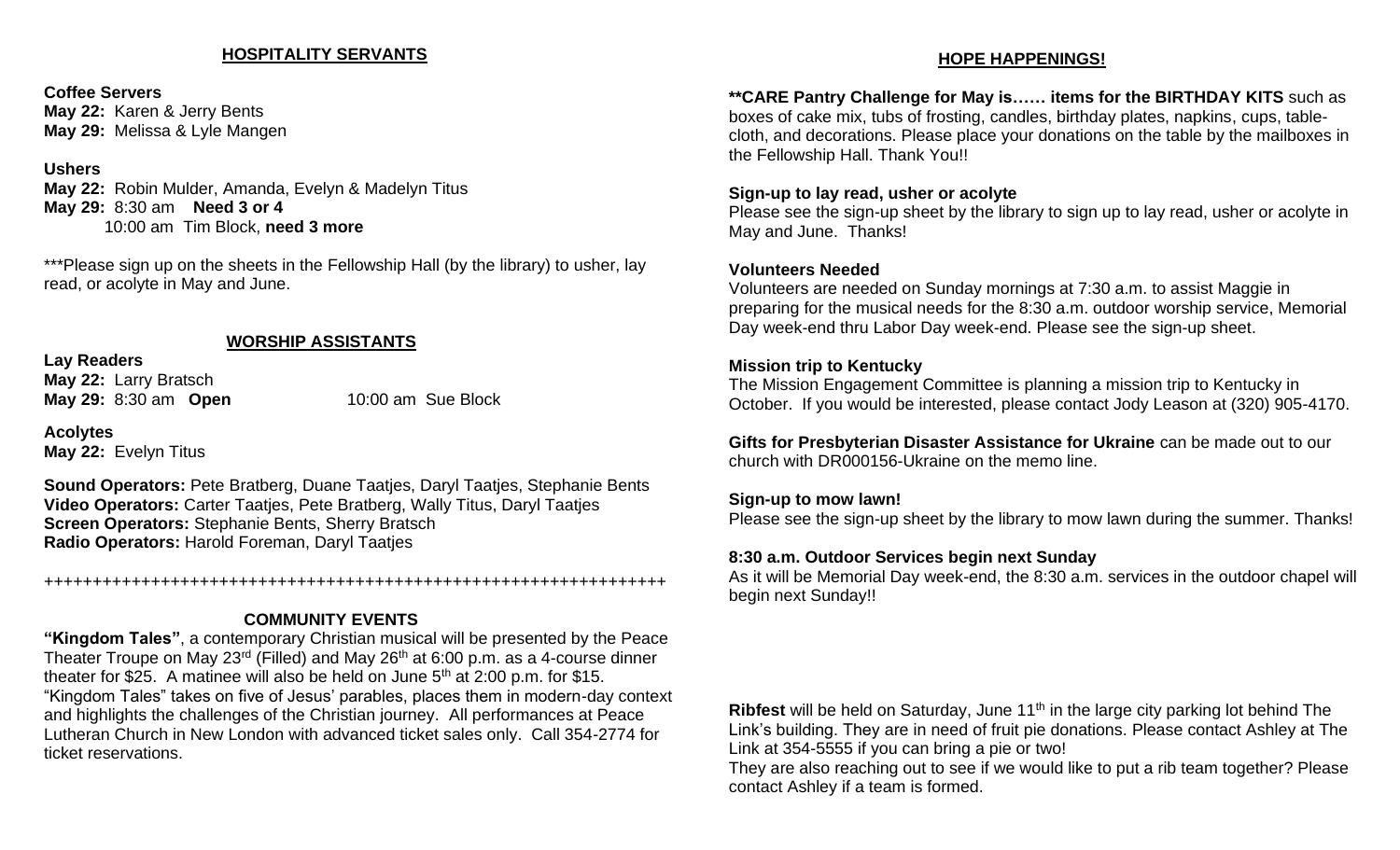## HOSPITALITY SERVANTS

**Coffee Servers**
**May 22:** Karen & Jerry Bents
**May 29:** Melissa & Lyle Mangen

**Ushers**
**May 22:** Robin Mulder, Amanda, Evelyn & Madelyn Titus
**May 29:** 8:30 am **Need 3 or 4**
10:00 am Tim Block, **need 3 more**

***Please sign up on the sheets in the Fellowship Hall (by the library) to usher, lay read, or acolyte in May and June.

## WORSHIP ASSISTANTS

**Lay Readers**
**May 22:** Larry Bratsch
**May 29:** 8:30 am **Open** 10:00 am Sue Block

**Acolytes**
**May 22:** Evelyn Titus

**Sound Operators:** Pete Bratberg, Duane Taatjes, Daryl Taatjes, Stephanie Bents
**Video Operators:** Carter Taatjes, Pete Bratberg, Wally Titus, Daryl Taatjes
**Screen Operators:** Stephanie Bents, Sherry Bratsch
**Radio Operators:** Harold Foreman, Daryl Taatjes

++++++++++++++++++++++++++++++++++++++++++++++++++++++++++++++++++

## COMMUNITY EVENTS

**"Kingdom Tales"**, a contemporary Christian musical will be presented by the Peace Theater Troupe on May 23rd (Filled) and May 26th at 6:00 p.m. as a 4-course dinner theater for $25. A matinee will also be held on June 5th at 2:00 p.m. for $15. "Kingdom Tales" takes on five of Jesus' parables, places them in modern-day context and highlights the challenges of the Christian journey. All performances at Peace Lutheran Church in New London with advanced ticket sales only. Call 354-2774 for ticket reservations.

## HOPE HAPPENINGS!

****CARE Pantry Challenge for May is…… items for the BIRTHDAY KITS** such as boxes of cake mix, tubs of frosting, candles, birthday plates, napkins, cups, table-cloth, and decorations. Please place your donations on the table by the mailboxes in the Fellowship Hall. Thank You!!

**Sign-up to lay read, usher or acolyte**
Please see the sign-up sheet by the library to sign up to lay read, usher or acolyte in May and June. Thanks!

**Volunteers Needed**
Volunteers are needed on Sunday mornings at 7:30 a.m. to assist Maggie in preparing for the musical needs for the 8:30 a.m. outdoor worship service, Memorial Day week-end thru Labor Day week-end. Please see the sign-up sheet.

**Mission trip to Kentucky**
The Mission Engagement Committee is planning a mission trip to Kentucky in October. If you would be interested, please contact Jody Leason at (320) 905-4170.

**Gifts for Presbyterian Disaster Assistance for Ukraine** can be made out to our church with DR000156-Ukraine on the memo line.

**Sign-up to mow lawn!**
Please see the sign-up sheet by the library to mow lawn during the summer. Thanks!

**8:30 a.m. Outdoor Services begin next Sunday**
As it will be Memorial Day week-end, the 8:30 a.m. services in the outdoor chapel will begin next Sunday!!

**Ribfest** will be held on Saturday, June 11th in the large city parking lot behind The Link's building. They are in need of fruit pie donations. Please contact Ashley at The Link at 354-5555 if you can bring a pie or two!
They are also reaching out to see if we would like to put a rib team together? Please contact Ashley if a team is formed.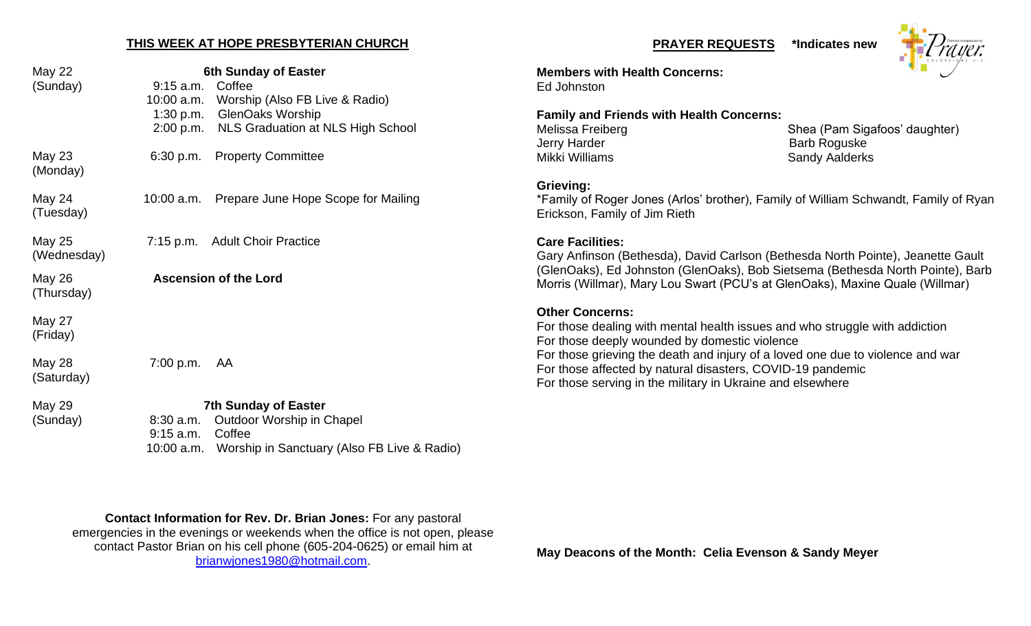## THIS WEEK AT HOPE PRESBYTERIAN CHURCH

| | | |
|---|---|---|
| May 22 (Sunday) | | **6th Sunday of Easter** |
| | 9:15 a.m. | Coffee |
| | 10:00 a.m. | Worship (Also FB Live & Radio) |
| | 1:30 p.m. | GlenOaks Worship |
| | 2:00 p.m. | NLS Graduation at NLS High School |
| May 23 (Monday) | 6:30 p.m. | Property Committee |
| May 24 (Tuesday) | 10:00 a.m. | Prepare June Hope Scope for Mailing |
| May 25 (Wednesday) | 7:15 p.m. | Adult Choir Practice |
| May 26 (Thursday) | | **Ascension of the Lord** |
| May 27 (Friday) | | |
| May 28 (Saturday) | 7:00 p.m. | AA |
| May 29 (Sunday) | | **7th Sunday of Easter** |
| | 8:30 a.m. | Outdoor Worship in Chapel |
| | 9:15 a.m. | Coffee |
| | 10:00 a.m. | Worship in Sanctuary (Also FB Live & Radio) |

**Contact Information for Rev. Dr. Brian Jones:** For any pastoral emergencies in the evenings or weekends when the office is not open, please contact Pastor Brian on his cell phone (605-204-0625) or email him at brianwjones1980@hotmail.com.

## PRAYER REQUESTS *Indicates new

**Members with Health Concerns:**
Ed Johnston

**Family and Friends with Health Concerns:**
Melissa Freiberg
Jerry Harder
Mikki Williams
Shea (Pam Sigafoos' daughter)
Barb Roguske
Sandy Aalderks

**Grieving:**
*Family of Roger Jones (Arlos' brother), Family of William Schwandt, Family of Ryan Erickson, Family of Jim Rieth

**Care Facilities:**
Gary Anfinson (Bethesda), David Carlson (Bethesda North Pointe), Jeanette Gault (GlenOaks), Ed Johnston (GlenOaks), Bob Sietsema (Bethesda North Pointe), Barb Morris (Willmar), Mary Lou Swart (PCU's at GlenOaks), Maxine Quale (Willmar)

**Other Concerns:**
For those dealing with mental health issues and who struggle with addiction
For those deeply wounded by domestic violence
For those grieving the death and injury of a loved one due to violence and war
For those affected by natural disasters, COVID-19 pandemic
For those serving in the military in Ukraine and elsewhere

**May Deacons of the Month: Celia Evenson & Sandy Meyer**